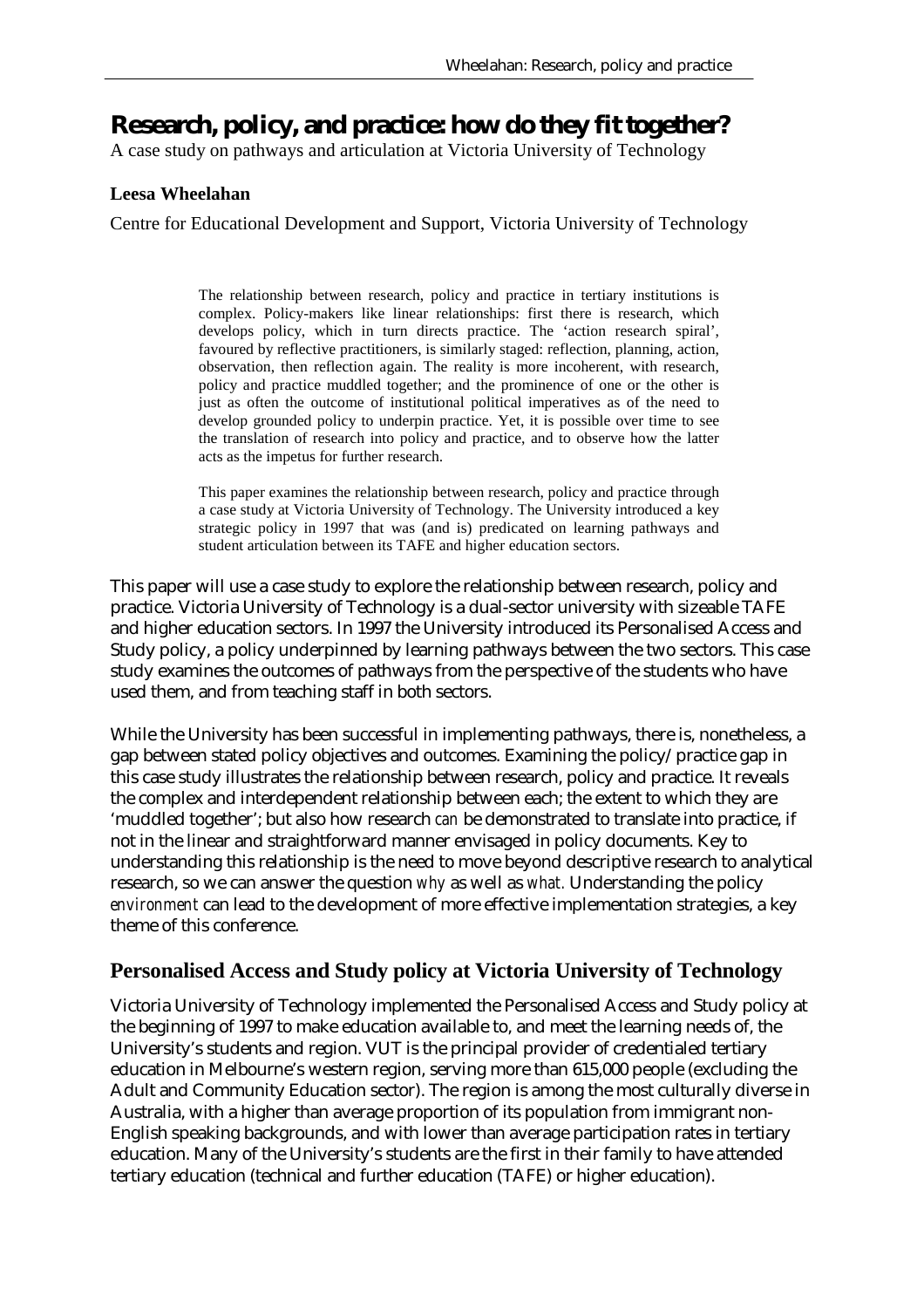# Research, policy, and practice: how do they fit together?

A case study on pathways and articulation at Victoria University of Technology

**Leesa Wheelahan**

Centre for Educational Development and Support, Victoria University of Technology

> The relationship between research, policy and practice in tertiary institutions is complex. Policy-makers like linear relationships: first there is research, which develops policy, which in turn directs practice. The 'action research spiral', favoured by reflective practitioners, is similarly staged: reflection, planning, action, observation, then reflection again. The reality is more incoherent, with research, policy and practice muddled together; and the prominence of one or the other is just as often the outcome of institutional political imperatives as of the need to develop grounded policy to underpin practice. Yet, it is possible over time to see the translation of research into policy and practice, and to observe how the latter acts as the impetus for further research.
>
> This paper examines the relationship between research, policy and practice through a case study at Victoria University of Technology. The University introduced a key strategic policy in 1997 that was (and is) predicated on learning pathways and student articulation between its TAFE and higher education sectors.

This paper will use a case study to explore the relationship between research, policy and practice. Victoria University of Technology is a dual-sector university with sizeable TAFE and higher education sectors. In 1997 the University introduced its Personalised Access and Study policy, a policy underpinned by learning pathways between the two sectors. This case study examines the outcomes of pathways from the perspective of the students who have used them, and from teaching staff in both sectors.

While the University has been successful in implementing pathways, there is, nonetheless, a gap between stated policy objectives and outcomes. Examining the policy/practice gap in this case study illustrates the relationship between research, policy and practice. It reveals the complex and interdependent relationship between each; the extent to which they are 'muddled together'; but also how research *can* be demonstrated to translate into practice, if not in the linear and straightforward manner envisaged in policy documents. Key to understanding this relationship is the need to move beyond descriptive research to analytical research, so we can answer the question *why* as well as *what*. Understanding the policy *environment* can lead to the development of more effective implementation strategies, a key theme of this conference.

## Personalised Access and Study policy at Victoria University of Technology

Victoria University of Technology implemented the Personalised Access and Study policy at the beginning of 1997 to make education available to, and meet the learning needs of, the University's students and region. VUT is the principal provider of credentialed tertiary education in Melbourne's western region, serving more than 615,000 people (excluding the Adult and Community Education sector). The region is among the most culturally diverse in Australia, with a higher than average proportion of its population from immigrant non-English speaking backgrounds, and with lower than average participation rates in tertiary education. Many of the University's students are the first in their family to have attended tertiary education (technical and further education (TAFE) or higher education).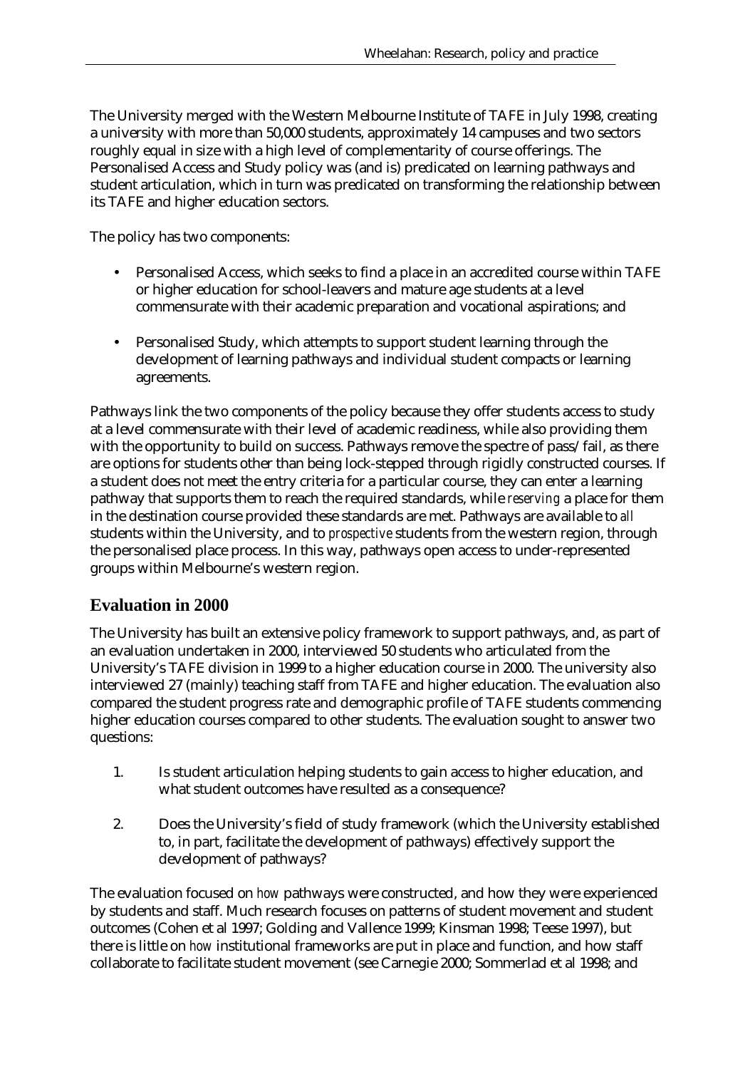The University merged with the Western Melbourne Institute of TAFE in July 1998, creating a university with more than 50,000 students, approximately 14 campuses and two sectors roughly equal in size with a high level of complementarity of course offerings. The Personalised Access and Study policy was (and is) predicated on learning pathways and student articulation, which in turn was predicated on transforming the relationship between its TAFE and higher education sectors.

The policy has two components:

- Personalised Access, which seeks to find a place in an accredited course within TAFE or higher education for school-leavers and mature age students at a level commensurate with their academic preparation and vocational aspirations; and
- Personalised Study, which attempts to support student learning through the development of learning pathways and individual student compacts or learning agreements.

Pathways link the two components of the policy because they offer students access to study at a level commensurate with their level of academic readiness, while also providing them with the opportunity to build on success. Pathways remove the spectre of pass/fail, as there are options for students other than being lock-stepped through rigidly constructed courses. If a student does not meet the entry criteria for a particular course, they can enter a learning pathway that supports them to reach the required standards, while *reserving* a place for them in the destination course provided these standards are met. Pathways are available to *all* students within the University, and to *prospective* students from the western region, through the personalised place process. In this way, pathways open access to under-represented groups within Melbourne's western region.

## Evaluation in 2000

The University has built an extensive policy framework to support pathways, and, as part of an evaluation undertaken in 2000, interviewed 50 students who articulated from the University's TAFE division in 1999 to a higher education course in 2000. The university also interviewed 27 (mainly) teaching staff from TAFE and higher education. The evaluation also compared the student progress rate and demographic profile of TAFE students commencing higher education courses compared to other students. The evaluation sought to answer two questions:

1. Is student articulation helping students to gain access to higher education, and what student outcomes have resulted as a consequence?
2. Does the University's field of study framework (which the University established to, in part, facilitate the development of pathways) effectively support the development of pathways?

The evaluation focused on *how* pathways were constructed, and how they were experienced by students and staff. Much research focuses on patterns of student movement and student outcomes (Cohen et al 1997; Golding and Vallence 1999; Kinsman 1998; Teese 1997), but there is little on *how* institutional frameworks are put in place and function, and how staff collaborate to facilitate student movement (see Carnegie 2000; Sommerlad et al 1998; and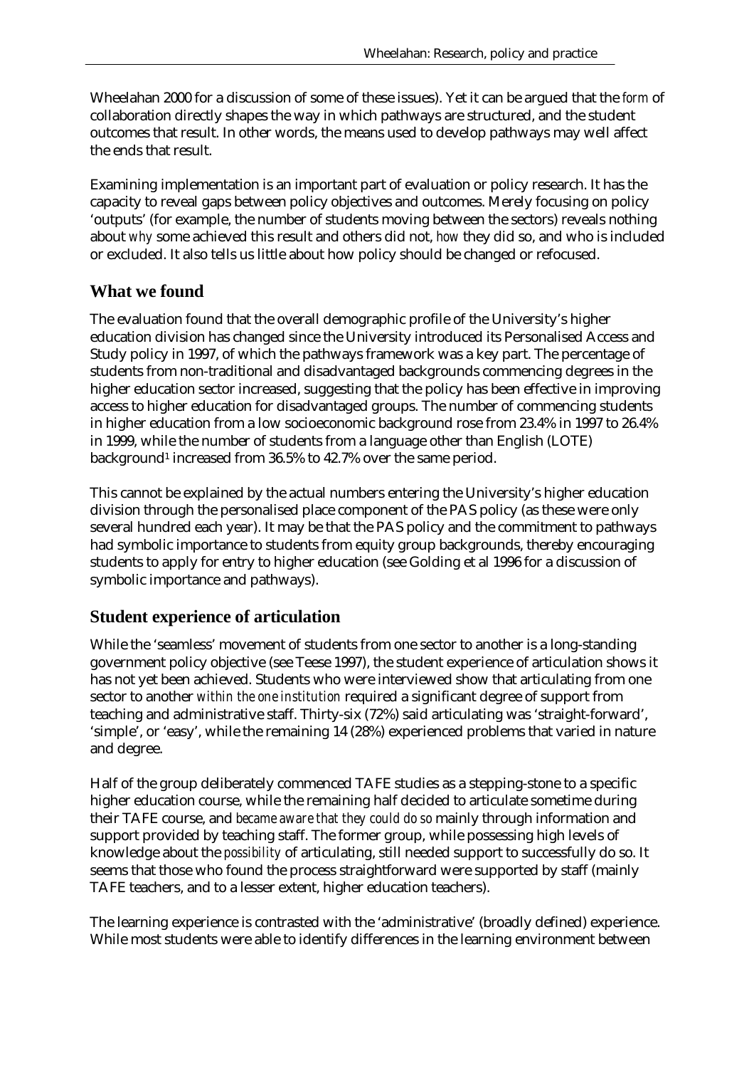Wheelahan 2000 for a discussion of some of these issues). Yet it can be argued that the *form* of collaboration directly shapes the way in which pathways are structured, and the student outcomes that result. In other words, the means used to develop pathways may well affect the ends that result.

Examining implementation is an important part of evaluation or policy research. It has the capacity to reveal gaps between policy objectives and outcomes. Merely focusing on policy 'outputs' (for example, the number of students moving between the sectors) reveals nothing about *why* some achieved this result and others did not, *how* they did so, and who is included or excluded. It also tells us little about how policy should be changed or refocused.

## What we found

The evaluation found that the overall demographic profile of the University's higher education division has changed since the University introduced its Personalised Access and Study policy in 1997, of which the pathways framework was a key part. The percentage of students from non-traditional and disadvantaged backgrounds commencing degrees in the higher education sector increased, suggesting that the policy has been effective in improving access to higher education for disadvantaged groups. The number of commencing students in higher education from a low socioeconomic background rose from 23.4% in 1997 to 26.4% in 1999, while the number of students from a language other than English (LOTE) background[1] increased from 36.5% to 42.7% over the same period.

This cannot be explained by the actual numbers entering the University's higher education division through the personalised place component of the PAS policy (as these were only several hundred each year). It may be that the PAS policy and the commitment to pathways had symbolic importance to students from equity group backgrounds, thereby encouraging students to apply for entry to higher education (see Golding et al 1996 for a discussion of symbolic importance and pathways).

## Student experience of articulation

While the 'seamless' movement of students from one sector to another is a long-standing government policy objective (see Teese 1997), the student experience of articulation shows it has not yet been achieved. Students who were interviewed show that articulating from one sector to another *within the one institution* required a significant degree of support from teaching and administrative staff. Thirty-six (72%) said articulating was 'straight-forward', 'simple', or 'easy', while the remaining 14 (28%) experienced problems that varied in nature and degree.

Half of the group deliberately commenced TAFE studies as a stepping-stone to a specific higher education course, while the remaining half decided to articulate sometime during their TAFE course, and *became aware that they could do so* mainly through information and support provided by teaching staff. The former group, while possessing high levels of knowledge about the *possibility* of articulating, still needed support to successfully do so. It seems that those who found the process straightforward were supported by staff (mainly TAFE teachers, and to a lesser extent, higher education teachers).

The learning experience is contrasted with the 'administrative' (broadly defined) experience. While most students were able to identify differences in the learning environment between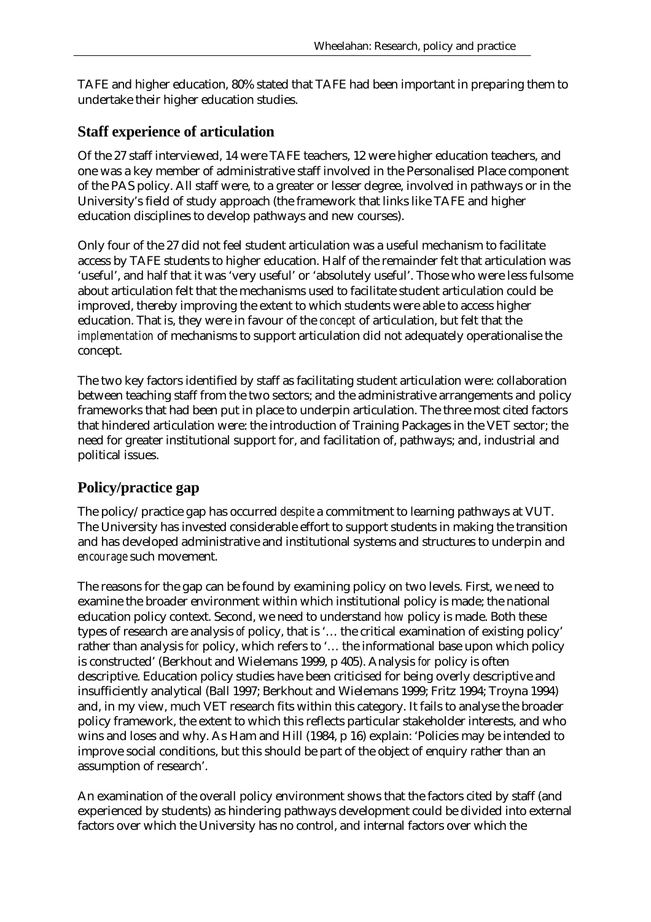TAFE and higher education, 80% stated that TAFE had been important in preparing them to undertake their higher education studies.

## Staff experience of articulation

Of the 27 staff interviewed, 14 were TAFE teachers, 12 were higher education teachers, and one was a key member of administrative staff involved in the Personalised Place component of the PAS policy. All staff were, to a greater or lesser degree, involved in pathways or in the University's field of study approach (the framework that links like TAFE and higher education disciplines to develop pathways and new courses).

Only four of the 27 did not feel student articulation was a useful mechanism to facilitate access by TAFE students to higher education. Half of the remainder felt that articulation was 'useful', and half that it was 'very useful' or 'absolutely useful'. Those who were less fulsome about articulation felt that the mechanisms used to facilitate student articulation could be improved, thereby improving the extent to which students were able to access higher education. That is, they were in favour of the *concept* of articulation, but felt that the *implementation* of mechanisms to support articulation did not adequately operationalise the concept.

The two key factors identified by staff as facilitating student articulation were: collaboration between teaching staff from the two sectors; and the administrative arrangements and policy frameworks that had been put in place to underpin articulation. The three most cited factors that hindered articulation were: the introduction of Training Packages in the VET sector; the need for greater institutional support for, and facilitation of, pathways; and, industrial and political issues.

## Policy/practice gap

The policy/practice gap has occurred *despite* a commitment to learning pathways at VUT. The University has invested considerable effort to support students in making the transition and has developed administrative and institutional systems and structures to underpin and *encourage* such movement.

The reasons for the gap can be found by examining policy on two levels. First, we need to examine the broader environment within which institutional policy is made; the national education policy context. Second, we need to understand *how* policy is made. Both these types of research are analysis *of* policy, that is '… the critical examination of existing policy' rather than analysis *for* policy, which refers to '… the informational base upon which policy is constructed' (Berkhout and Wielemans 1999, p 405). Analysis *for* policy is often descriptive. Education policy studies have been criticised for being overly descriptive and insufficiently analytical (Ball 1997; Berkhout and Wielemans 1999; Fritz 1994; Troyna 1994) and, in my view, much VET research fits within this category. It fails to analyse the broader policy framework, the extent to which this reflects particular stakeholder interests, and who wins and loses and why. As Ham and Hill (1984, p 16) explain: 'Policies may be intended to improve social conditions, but this should be part of the object of enquiry rather than an assumption of research'.

An examination of the overall policy environment shows that the factors cited by staff (and experienced by students) as hindering pathways development could be divided into external factors over which the University has no control, and internal factors over which the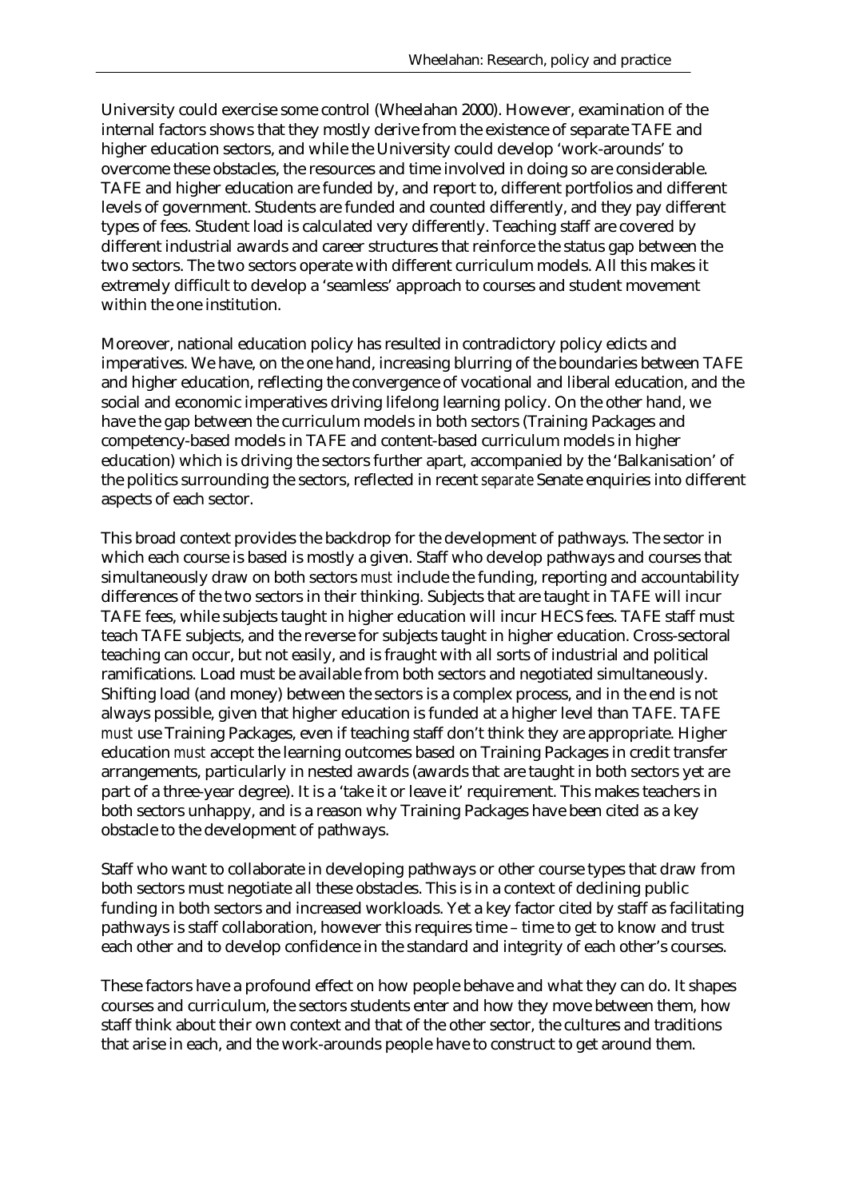University could exercise some control (Wheelahan 2000). However, examination of the internal factors shows that they mostly derive from the existence of separate TAFE and higher education sectors, and while the University could develop 'work-arounds' to overcome these obstacles, the resources and time involved in doing so are considerable. TAFE and higher education are funded by, and report to, different portfolios and different levels of government. Students are funded and counted differently, and they pay different types of fees. Student load is calculated very differently. Teaching staff are covered by different industrial awards and career structures that reinforce the status gap between the two sectors. The two sectors operate with different curriculum models. All this makes it extremely difficult to develop a 'seamless' approach to courses and student movement within the one institution.

Moreover, national education policy has resulted in contradictory policy edicts and imperatives. We have, on the one hand, increasing blurring of the boundaries between TAFE and higher education, reflecting the convergence of vocational and liberal education, and the social and economic imperatives driving lifelong learning policy. On the other hand, we have the gap between the curriculum models in both sectors (Training Packages and competency-based models in TAFE and content-based curriculum models in higher education) which is driving the sectors further apart, accompanied by the 'Balkanisation' of the politics surrounding the sectors, reflected in recent *separate* Senate enquiries into different aspects of each sector.

This broad context provides the backdrop for the development of pathways. The sector in which each course is based is mostly a given. Staff who develop pathways and courses that simultaneously draw on both sectors *must* include the funding, reporting and accountability differences of the two sectors in their thinking. Subjects that are taught in TAFE will incur TAFE fees, while subjects taught in higher education will incur HECS fees. TAFE staff must teach TAFE subjects, and the reverse for subjects taught in higher education. Cross-sectoral teaching can occur, but not easily, and is fraught with all sorts of industrial and political ramifications. Load must be available from both sectors and negotiated simultaneously. Shifting load (and money) between the sectors is a complex process, and in the end is not always possible, given that higher education is funded at a higher level than TAFE. TAFE *must* use Training Packages, even if teaching staff don't think they are appropriate. Higher education *must* accept the learning outcomes based on Training Packages in credit transfer arrangements, particularly in nested awards (awards that are taught in both sectors yet are part of a three-year degree). It is a 'take it or leave it' requirement. This makes teachers in both sectors unhappy, and is a reason why Training Packages have been cited as a key obstacle to the development of pathways.

Staff who want to collaborate in developing pathways or other course types that draw from both sectors must negotiate all these obstacles. This is in a context of declining public funding in both sectors and increased workloads. Yet a key factor cited by staff as facilitating pathways is staff collaboration, however this requires time – time to get to know and trust each other and to develop confidence in the standard and integrity of each other's courses.

These factors have a profound effect on how people behave and what they can do. It shapes courses and curriculum, the sectors students enter and how they move between them, how staff think about their own context and that of the other sector, the cultures and traditions that arise in each, and the work-arounds people have to construct to get around them.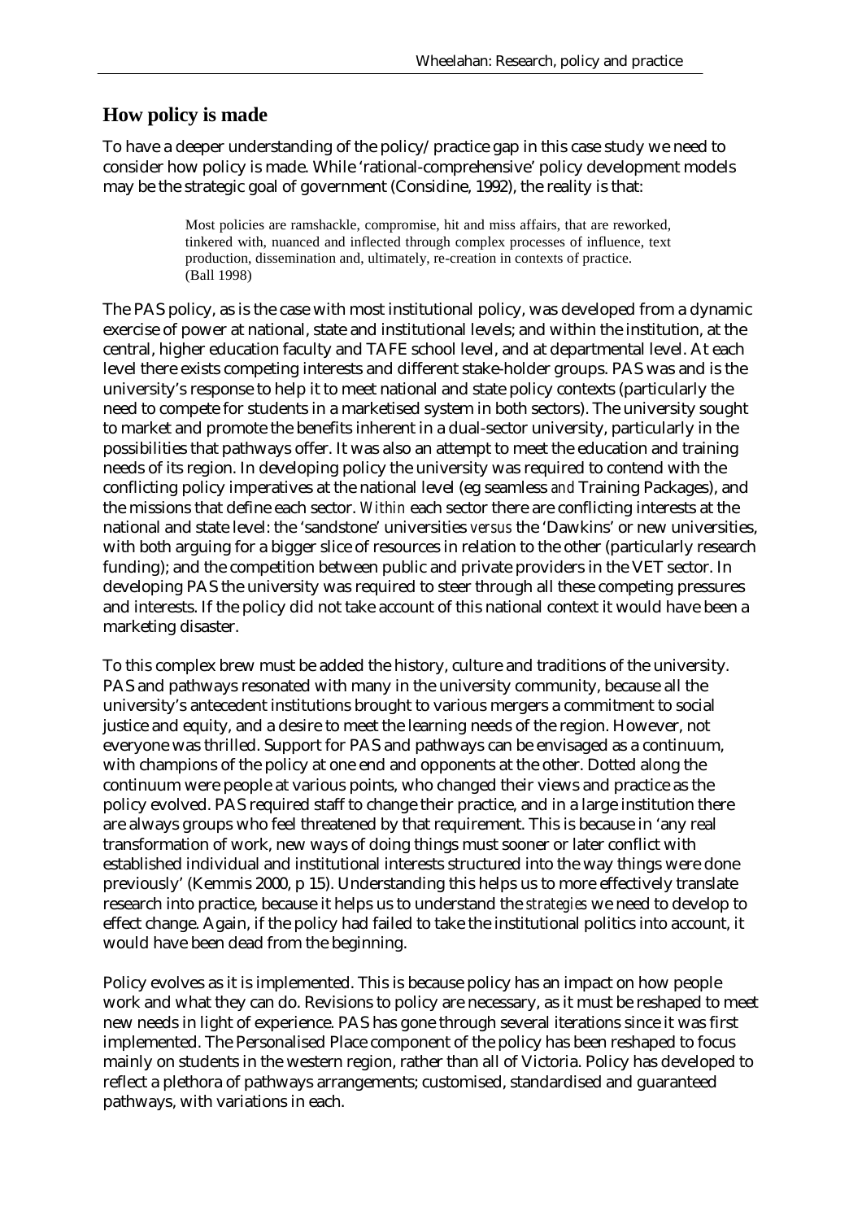## How policy is made

To have a deeper understanding of the policy/practice gap in this case study we need to consider how policy is made. While 'rational-comprehensive' policy development models may be the strategic goal of government (Considine, 1992), the reality is that:

> Most policies are ramshackle, compromise, hit and miss affairs, that are reworked, tinkered with, nuanced and inflected through complex processes of influence, text production, dissemination and, ultimately, re-creation in contexts of practice. (Ball 1998)

The PAS policy, as is the case with most institutional policy, was developed from a dynamic exercise of power at national, state and institutional levels; and within the institution, at the central, higher education faculty and TAFE school level, and at departmental level. At each level there exists competing interests and different stake-holder groups. PAS was and is the university's response to help it to meet national and state policy contexts (particularly the need to compete for students in a marketised system in both sectors). The university sought to market and promote the benefits inherent in a dual-sector university, particularly in the possibilities that pathways offer. It was also an attempt to meet the education and training needs of its region. In developing policy the university was required to contend with the conflicting policy imperatives at the national level (eg seamless *and* Training Packages), and the missions that define each sector. *Within* each sector there are conflicting interests at the national and state level: the 'sandstone' universities *versus* the 'Dawkins' or new universities, with both arguing for a bigger slice of resources in relation to the other (particularly research funding); and the competition between public and private providers in the VET sector. In developing PAS the university was required to steer through all these competing pressures and interests. If the policy did not take account of this national context it would have been a marketing disaster.

To this complex brew must be added the history, culture and traditions of the university. PAS and pathways resonated with many in the university community, because all the university's antecedent institutions brought to various mergers a commitment to social justice and equity, and a desire to meet the learning needs of the region. However, not everyone was thrilled. Support for PAS and pathways can be envisaged as a continuum, with champions of the policy at one end and opponents at the other. Dotted along the continuum were people at various points, who changed their views and practice as the policy evolved. PAS required staff to change their practice, and in a large institution there are always groups who feel threatened by that requirement. This is because in 'any real transformation of work, new ways of doing things must sooner or later conflict with established individual and institutional interests structured into the way things were done previously' (Kemmis 2000, p 15). Understanding this helps us to more effectively translate research into practice, because it helps us to understand the *strategies* we need to develop to effect change. Again, if the policy had failed to take the institutional politics into account, it would have been dead from the beginning.

Policy evolves as it is implemented. This is because policy has an impact on how people work and what they can do. Revisions to policy are necessary, as it must be reshaped to meet new needs in light of experience. PAS has gone through several iterations since it was first implemented. The Personalised Place component of the policy has been reshaped to focus mainly on students in the western region, rather than all of Victoria. Policy has developed to reflect a plethora of pathways arrangements; customised, standardised and guaranteed pathways, with variations in each.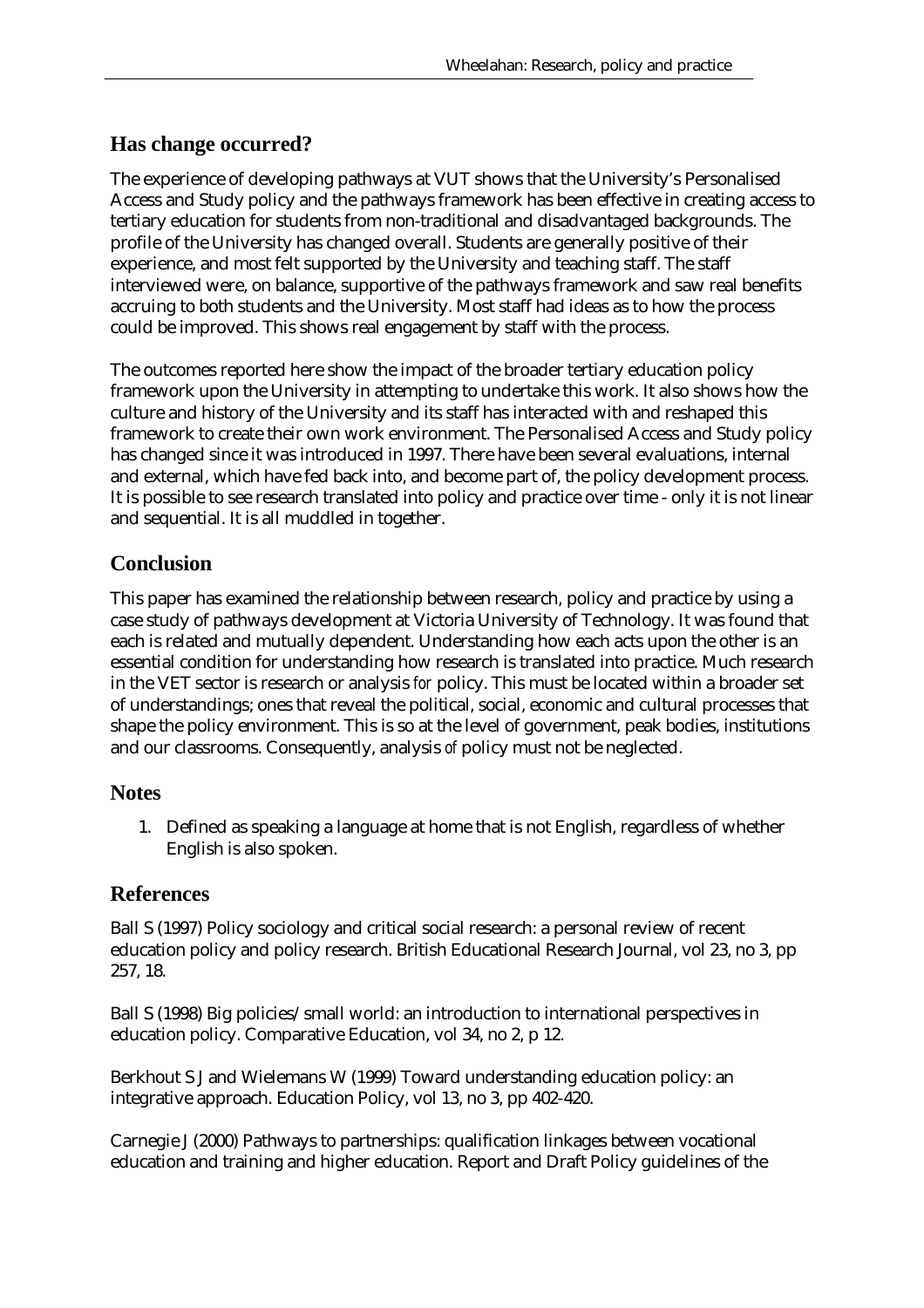## Has change occurred?

The experience of developing pathways at VUT shows that the University's Personalised Access and Study policy and the pathways framework has been effective in creating access to tertiary education for students from non-traditional and disadvantaged backgrounds. The profile of the University has changed overall. Students are generally positive of their experience, and most felt supported by the University and teaching staff. The staff interviewed were, on balance, supportive of the pathways framework and saw real benefits accruing to both students and the University. Most staff had ideas as to how the process could be improved. This shows real engagement by staff with the process.

The outcomes reported here show the impact of the broader tertiary education policy framework upon the University in attempting to undertake this work. It also shows how the culture and history of the University and its staff has interacted with and reshaped this framework to create their own work environment. The Personalised Access and Study policy has changed since it was introduced in 1997. There have been several evaluations, internal and external, which have fed back into, and become part of, the policy development process. It is possible to see research translated into policy and practice over time - only it is not linear and sequential. It is all muddled in together.

## Conclusion

This paper has examined the relationship between research, policy and practice by using a case study of pathways development at Victoria University of Technology. It was found that each is related and mutually dependent. Understanding how each acts upon the other is an essential condition for understanding how research is translated into practice. Much research in the VET sector is research or analysis *for* policy. This must be located within a broader set of understandings; ones that reveal the political, social, economic and cultural processes that shape the policy environment. This is so at the level of government, peak bodies, institutions and our classrooms. Consequently, analysis *of* policy must not be neglected.

## Notes

1. Defined as speaking a language at home that is not English, regardless of whether English is also spoken.

## References

Ball S (1997) Policy sociology and critical social research: a personal review of recent education policy and policy research. British Educational Research Journal, vol 23, no 3, pp 257, 18.

Ball S (1998) Big policies/small world: an introduction to international perspectives in education policy. Comparative Education, vol 34, no 2, p 12.

Berkhout S J and Wielemans W (1999) Toward understanding education policy: an integrative approach. Education Policy, vol 13, no 3, pp 402-420.

Carnegie J (2000) Pathways to partnerships: qualification linkages between vocational education and training and higher education. Report and Draft Policy guidelines of the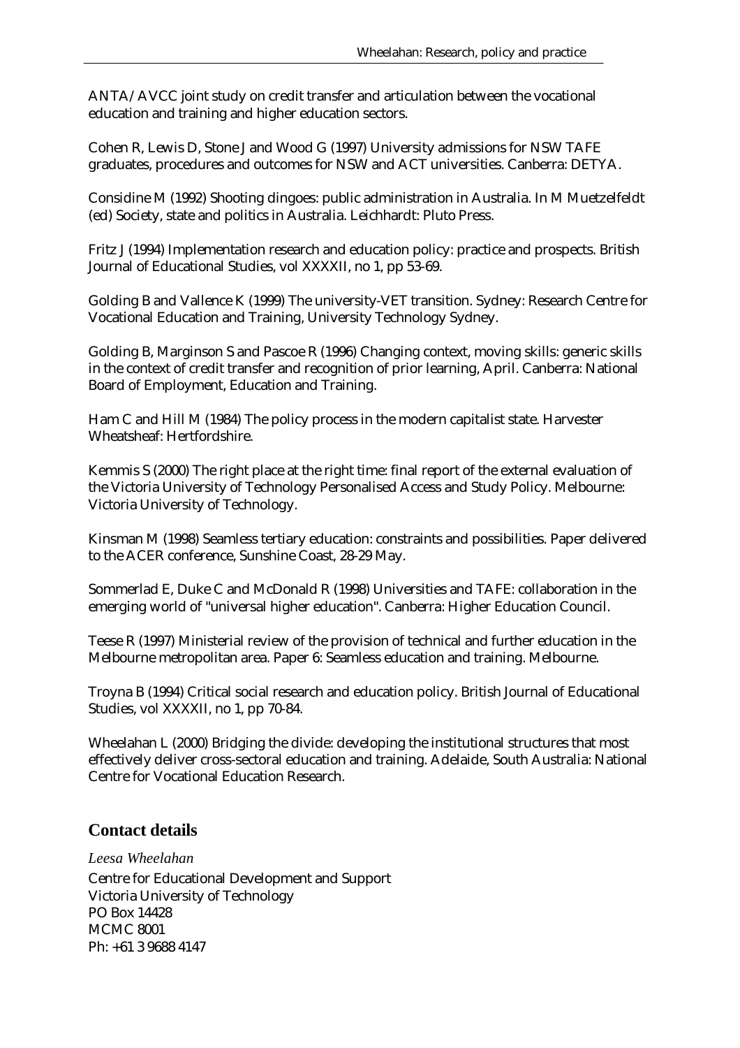ANTA/AVCC joint study on credit transfer and articulation between the vocational education and training and higher education sectors.

Cohen R, Lewis D, Stone J and Wood G (1997) University admissions for NSW TAFE graduates, procedures and outcomes for NSW and ACT universities. Canberra: DETYA.

Considine M (1992) Shooting dingoes: public administration in Australia. In M Muetzelfeldt (ed) Society, state and politics in Australia. Leichhardt: Pluto Press.

Fritz J (1994) Implementation research and education policy: practice and prospects. British Journal of Educational Studies, vol XXXXII, no 1, pp 53-69.

Golding B and Vallence K (1999) The university-VET transition. Sydney: Research Centre for Vocational Education and Training, University Technology Sydney.

Golding B, Marginson S and Pascoe R (1996) Changing context, moving skills: generic skills in the context of credit transfer and recognition of prior learning, April. Canberra: National Board of Employment, Education and Training.

Ham C and Hill M (1984) The policy process in the modern capitalist state. Harvester Wheatsheaf: Hertfordshire.

Kemmis S (2000) The right place at the right time: final report of the external evaluation of the Victoria University of Technology Personalised Access and Study Policy. Melbourne: Victoria University of Technology.

Kinsman M (1998) Seamless tertiary education: constraints and possibilities. Paper delivered to the ACER conference, Sunshine Coast, 28-29 May.

Sommerlad E, Duke C and McDonald R (1998) Universities and TAFE: collaboration in the emerging world of "universal higher education". Canberra: Higher Education Council.

Teese R (1997) Ministerial review of the provision of technical and further education in the Melbourne metropolitan area. Paper 6: Seamless education and training. Melbourne.

Troyna B (1994) Critical social research and education policy. British Journal of Educational Studies, vol XXXXII, no 1, pp 70-84.

Wheelahan L (2000) Bridging the divide: developing the institutional structures that most effectively deliver cross-sectoral education and training. Adelaide, South Australia: National Centre for Vocational Education Research.

## Contact details

*Leesa Wheelahan*
Centre for Educational Development and Support
Victoria University of Technology
PO Box 14428
MCMC 8001
Ph: +61 3 9688 4147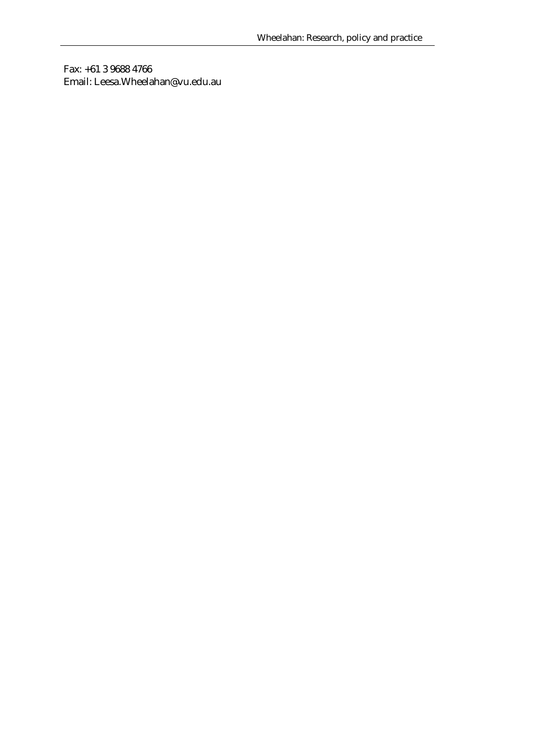Fax: +61 3 9688 4766
Email: Leesa.Wheelahan@vu.edu.au